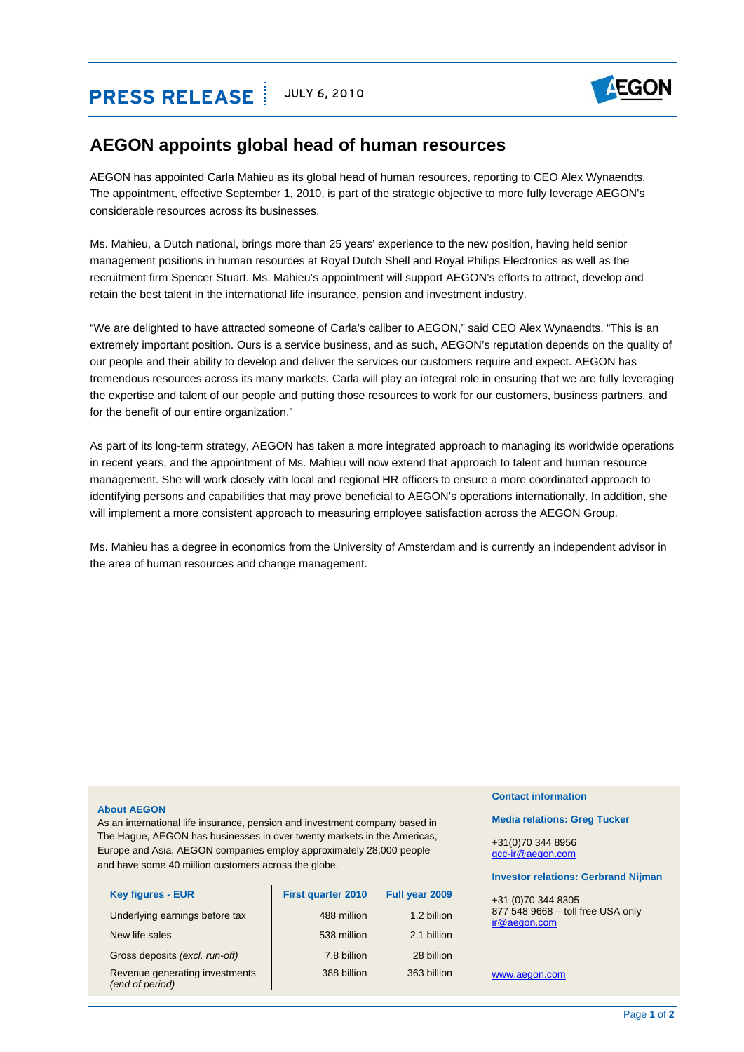PRESS RELEASE | JULY 6, 2010

# AEGON appoints global head of human resources

AEGON has appointed Carla Mahieu as its global head of human resources, reporting to CEO Alex Wynaendts. The appointment, effective September 1, 2010, is part of the strategic objective to more fully leverage AEGON's considerable resources across its businesses.

Ms. Mahieu, a Dutch national, brings more than 25 years' experience to the new position, having held senior management positions in human resources at Royal Dutch Shell and Royal Philips Electronics as well as the recruitment firm Spencer Stuart. Ms. Mahieu's appointment will support AEGON's efforts to attract, develop and retain the best talent in the international life insurance, pension and investment industry.

"We are delighted to have attracted someone of Carla's caliber to AEGON," said CEO Alex Wynaendts. "This is an extremely important position. Ours is a service business, and as such, AEGON's reputation depends on the quality of our people and their ability to develop and deliver the services our customers require and expect. AEGON has tremendous resources across its many markets. Carla will play an integral role in ensuring that we are fully leveraging the expertise and talent of our people and putting those resources to work for our customers, business partners, and for the benefit of our entire organization."

As part of its long-term strategy, AEGON has taken a more integrated approach to managing its worldwide operations in recent years, and the appointment of Ms. Mahieu will now extend that approach to talent and human resource management. She will work closely with local and regional HR officers to ensure a more coordinated approach to identifying persons and capabilities that may prove beneficial to AEGON's operations internationally. In addition, she will implement a more consistent approach to measuring employee satisfaction across the AEGON Group.

Ms. Mahieu has a degree in economics from the University of Amsterdam and is currently an independent advisor in the area of human resources and change management.

**About AEGON**

As an international life insurance, pension and investment company based in The Hague, AEGON has businesses in over twenty markets in the Americas, Europe and Asia. AEGON companies employ approximately 28,000 people and have some 40 million customers across the globe.

| Key figures - EUR | First quarter 2010 | Full year 2009 |
|---|---|---|
| Underlying earnings before tax | 488 million | 1.2 billion |
| New life sales | 538 million | 2.1 billion |
| Gross deposits *(excl. run-off)* | 7.8 billion | 28 billion |
| Revenue generating investments *(end of period)* | 388 billion | 363 billion |

**Contact information**

**Media relations: Greg Tucker**

+31(0)70 344 8956
gcc-ir@aegon.com

**Investor relations: Gerbrand Nijman**

+31 (0)70 344 8305
877 548 9668 – toll free USA only
ir@aegon.com

www.aegon.com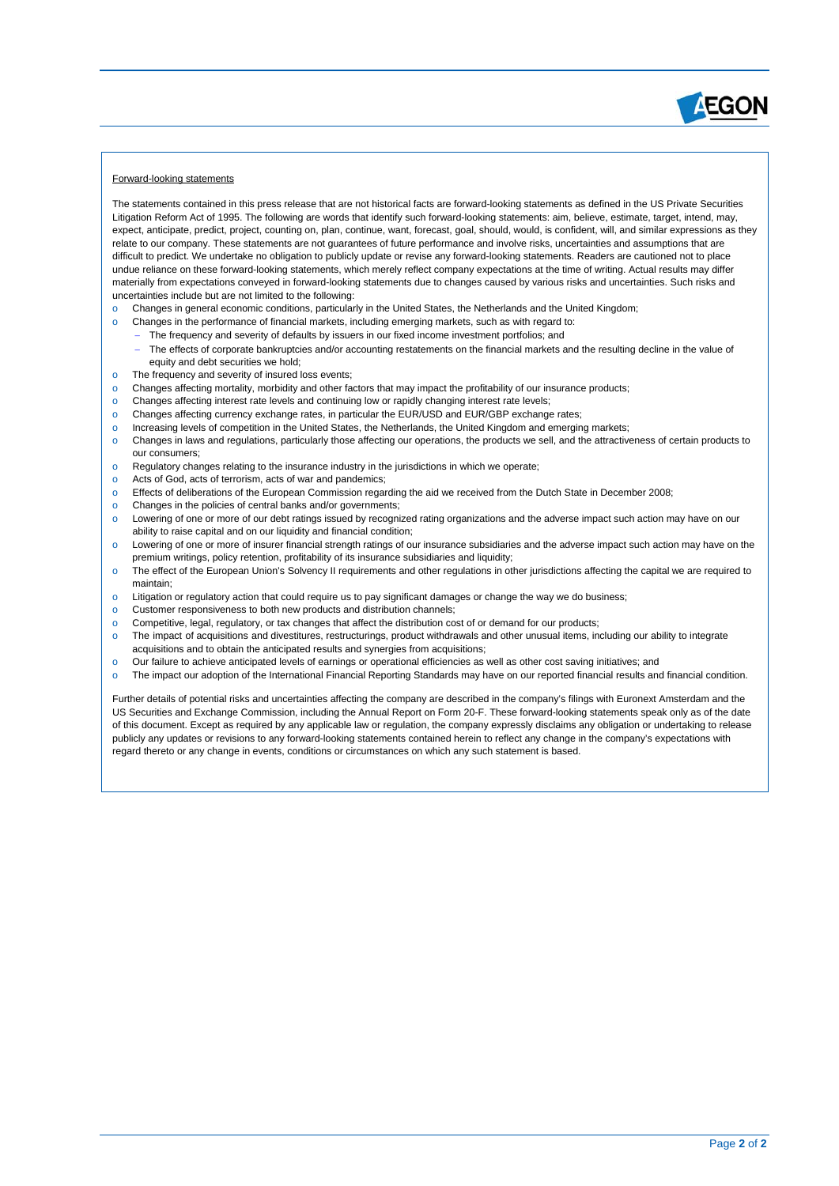Forward-looking statements

The statements contained in this press release that are not historical facts are forward-looking statements as defined in the US Private Securities Litigation Reform Act of 1995. The following are words that identify such forward-looking statements: aim, believe, estimate, target, intend, may, expect, anticipate, predict, project, counting on, plan, continue, want, forecast, goal, should, would, is confident, will, and similar expressions as they relate to our company. These statements are not guarantees of future performance and involve risks, uncertainties and assumptions that are difficult to predict. We undertake no obligation to publicly update or revise any forward-looking statements. Readers are cautioned not to place undue reliance on these forward-looking statements, which merely reflect company expectations at the time of writing. Actual results may differ materially from expectations conveyed in forward-looking statements due to changes caused by various risks and uncertainties. Such risks and uncertainties include but are not limited to the following:

- Changes in general economic conditions, particularly in the United States, the Netherlands and the United Kingdom;
- Changes in the performance of financial markets, including emerging markets, such as with regard to:
  - The frequency and severity of defaults by issuers in our fixed income investment portfolios; and
  - The effects of corporate bankruptcies and/or accounting restatements on the financial markets and the resulting decline in the value of equity and debt securities we hold;
- The frequency and severity of insured loss events;
- Changes affecting mortality, morbidity and other factors that may impact the profitability of our insurance products;
- Changes affecting interest rate levels and continuing low or rapidly changing interest rate levels;
- Changes affecting currency exchange rates, in particular the EUR/USD and EUR/GBP exchange rates;
- Increasing levels of competition in the United States, the Netherlands, the United Kingdom and emerging markets;
- Changes in laws and regulations, particularly those affecting our operations, the products we sell, and the attractiveness of certain products to our consumers;
- Regulatory changes relating to the insurance industry in the jurisdictions in which we operate;
- Acts of God, acts of terrorism, acts of war and pandemics;
- Effects of deliberations of the European Commission regarding the aid we received from the Dutch State in December 2008;
- Changes in the policies of central banks and/or governments;
- Lowering of one or more of our debt ratings issued by recognized rating organizations and the adverse impact such action may have on our ability to raise capital and on our liquidity and financial condition;
- Lowering of one or more of insurer financial strength ratings of our insurance subsidiaries and the adverse impact such action may have on the premium writings, policy retention, profitability of its insurance subsidiaries and liquidity;
- The effect of the European Union's Solvency II requirements and other regulations in other jurisdictions affecting the capital we are required to maintain;
- Litigation or regulatory action that could require us to pay significant damages or change the way we do business;
- Customer responsiveness to both new products and distribution channels;
- Competitive, legal, regulatory, or tax changes that affect the distribution cost of or demand for our products;
- The impact of acquisitions and divestitures, restructurings, product withdrawals and other unusual items, including our ability to integrate acquisitions and to obtain the anticipated results and synergies from acquisitions;
- Our failure to achieve anticipated levels of earnings or operational efficiencies as well as other cost saving initiatives; and
- The impact our adoption of the International Financial Reporting Standards may have on our reported financial results and financial condition.

Further details of potential risks and uncertainties affecting the company are described in the company's filings with Euronext Amsterdam and the US Securities and Exchange Commission, including the Annual Report on Form 20-F. These forward-looking statements speak only as of the date of this document. Except as required by any applicable law or regulation, the company expressly disclaims any obligation or undertaking to release publicly any updates or revisions to any forward-looking statements contained herein to reflect any change in the company's expectations with regard thereto or any change in events, conditions or circumstances on which any such statement is based.